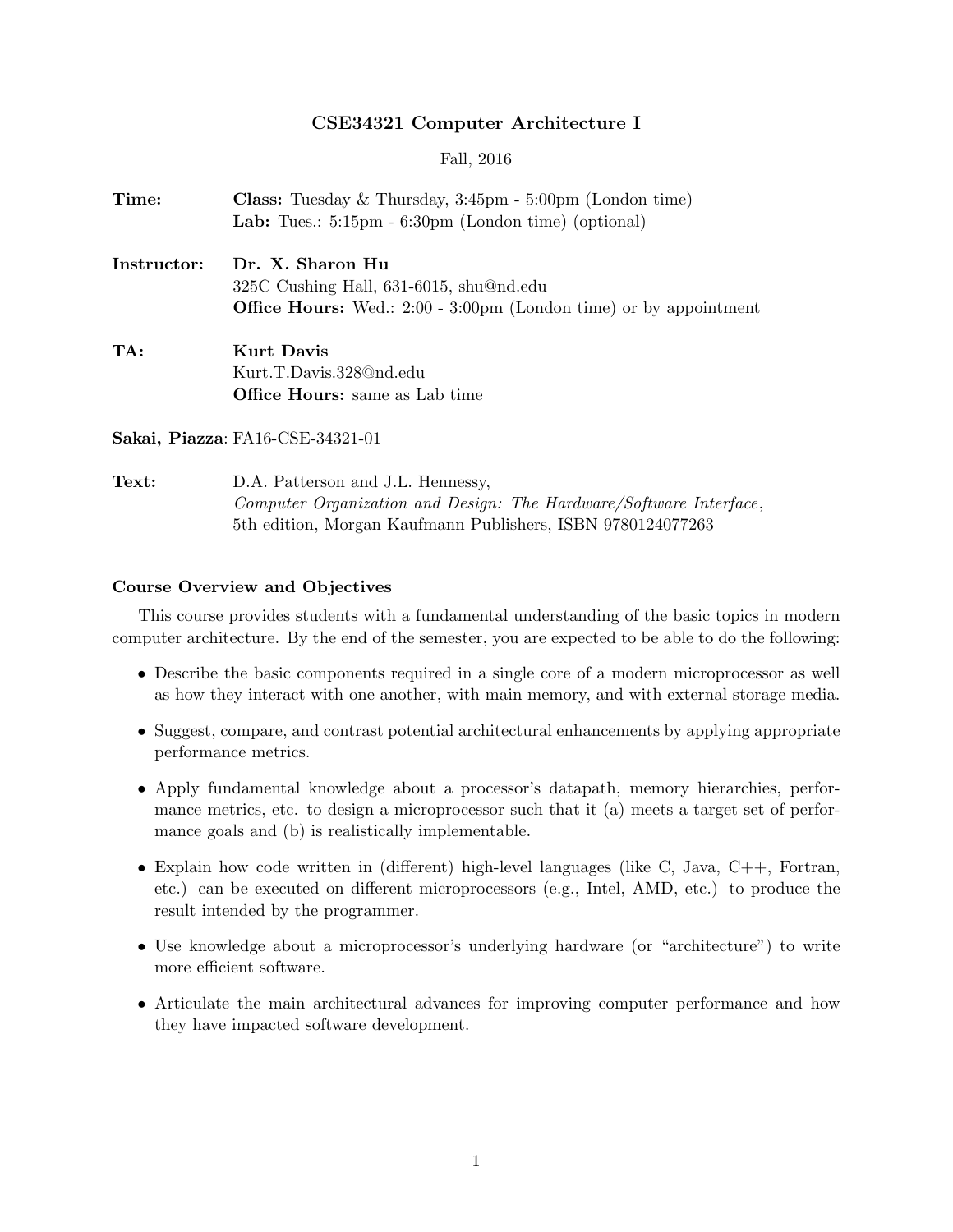# CSE34321 Computer Architecture I

Fall, 2016

**Time:** **Class:** Tuesday & Thursday, 3:45pm - 5:00pm (London time)
**Lab:** Tues.: 5:15pm - 6:30pm (London time) (optional)

**Instructor:** **Dr. X. Sharon Hu**
325C Cushing Hall, 631-6015, shu@nd.edu
**Office Hours:** Wed.: 2:00 - 3:00pm (London time) or by appointment

**TA:** **Kurt Davis**
Kurt.T.Davis.328@nd.edu
**Office Hours:** same as Lab time

**Sakai, Piazza**: FA16-CSE-34321-01

**Text:** D.A. Patterson and J.L. Hennessy,
*Computer Organization and Design: The Hardware/Software Interface*,
5th edition, Morgan Kaufmann Publishers, ISBN 9780124077263

### Course Overview and Objectives

This course provides students with a fundamental understanding of the basic topics in modern computer architecture. By the end of the semester, you are expected to be able to do the following:

- Describe the basic components required in a single core of a modern microprocessor as well as how they interact with one another, with main memory, and with external storage media.
- Suggest, compare, and contrast potential architectural enhancements by applying appropriate performance metrics.
- Apply fundamental knowledge about a processor's datapath, memory hierarchies, performance metrics, etc. to design a microprocessor such that it (a) meets a target set of performance goals and (b) is realistically implementable.
- Explain how code written in (different) high-level languages (like C, Java, C++, Fortran, etc.) can be executed on different microprocessors (e.g., Intel, AMD, etc.) to produce the result intended by the programmer.
- Use knowledge about a microprocessor's underlying hardware (or "architecture") to write more efficient software.
- Articulate the main architectural advances for improving computer performance and how they have impacted software development.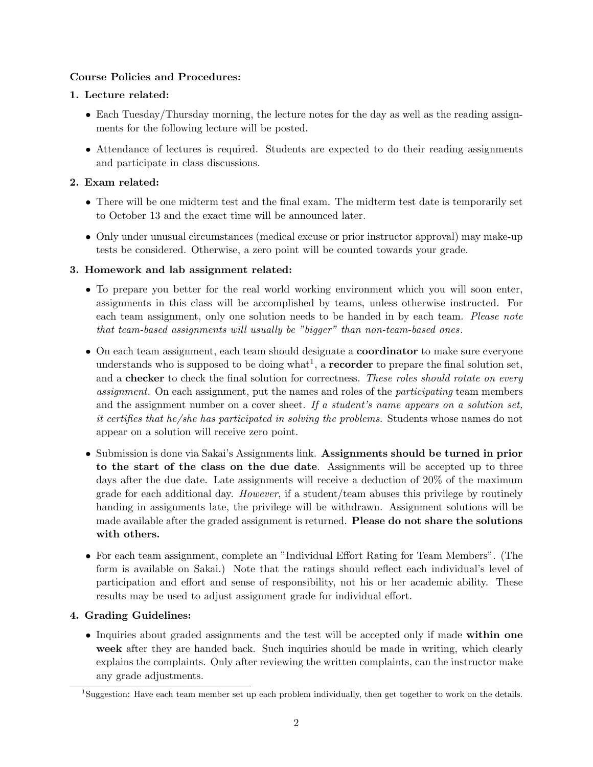**Course Policies and Procedures:**

**1. Lecture related:**

- Each Tuesday/Thursday morning, the lecture notes for the day as well as the reading assignments for the following lecture will be posted.
- Attendance of lectures is required. Students are expected to do their reading assignments and participate in class discussions.

**2. Exam related:**

- There will be one midterm test and the final exam. The midterm test date is temporarily set to October 13 and the exact time will be announced later.
- Only under unusual circumstances (medical excuse or prior instructor approval) may make-up tests be considered. Otherwise, a zero point will be counted towards your grade.

**3. Homework and lab assignment related:**

- To prepare you better for the real world working environment which you will soon enter, assignments in this class will be accomplished by teams, unless otherwise instructed. For each team assignment, only one solution needs to be handed in by each team. *Please note that team-based assignments will usually be "bigger" than non-team-based ones.*
- On each team assignment, each team should designate a **coordinator** to make sure everyone understands who is supposed to be doing what[1], a **recorder** to prepare the final solution set, and a **checker** to check the final solution for correctness. *These roles should rotate on every assignment.* On each assignment, put the names and roles of the *participating* team members and the assignment number on a cover sheet. *If a student's name appears on a solution set, it certifies that he/she has participated in solving the problems.* Students whose names do not appear on a solution will receive zero point.
- Submission is done via Sakai's Assignments link. **Assignments should be turned in prior to the start of the class on the due date**. Assignments will be accepted up to three days after the due date. Late assignments will receive a deduction of 20% of the maximum grade for each additional day. *However*, if a student/team abuses this privilege by routinely handing in assignments late, the privilege will be withdrawn. Assignment solutions will be made available after the graded assignment is returned. **Please do not share the solutions with others.**
- For each team assignment, complete an "Individual Effort Rating for Team Members". (The form is available on Sakai.) Note that the ratings should reflect each individual's level of participation and effort and sense of responsibility, not his or her academic ability. These results may be used to adjust assignment grade for individual effort.

**4. Grading Guidelines:**

- Inquiries about graded assignments and the test will be accepted only if made **within one week** after they are handed back. Such inquiries should be made in writing, which clearly explains the complaints. Only after reviewing the written complaints, can the instructor make any grade adjustments.

---

[1] Suggestion: Have each team member set up each problem individually, then get together to work on the details.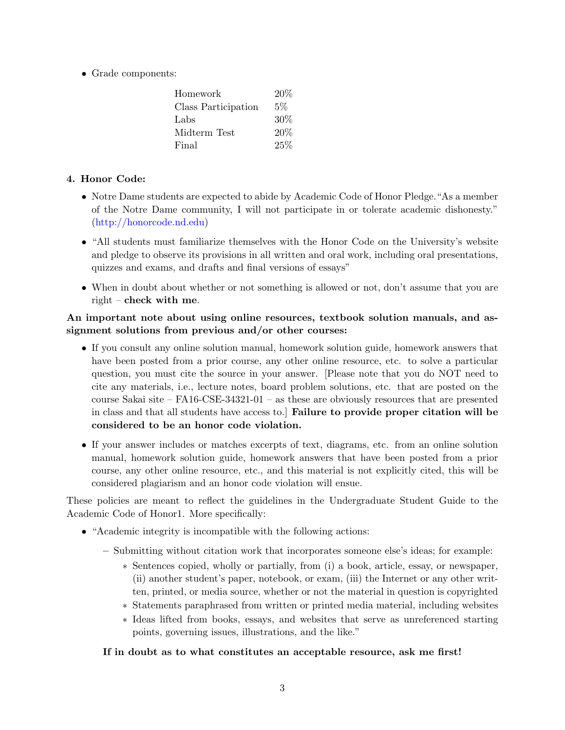- Grade components:

| | |
|---|---|
| Homework | 20% |
| Class Participation | 5% |
| Labs | 30% |
| Midterm Test | 20% |
| Final | 25% |

**4. Honor Code:**

- Notre Dame students are expected to abide by Academic Code of Honor Pledge."As a member of the Notre Dame community, I will not participate in or tolerate academic dishonesty." (http://honorcode.nd.edu)
- "All students must familiarize themselves with the Honor Code on the University's website and pledge to observe its provisions in all written and oral work, including oral presentations, quizzes and exams, and drafts and final versions of essays"
- When in doubt about whether or not something is allowed or not, don't assume that you are right – **check with me**.

**An important note about using online resources, textbook solution manuals, and assignment solutions from previous and/or other courses:**

- If you consult any online solution manual, homework solution guide, homework answers that have been posted from a prior course, any other online resource, etc. to solve a particular question, you must cite the source in your answer. [Please note that you do NOT need to cite any materials, i.e., lecture notes, board problem solutions, etc. that are posted on the course Sakai site – FA16-CSE-34321-01 – as these are obviously resources that are presented in class and that all students have access to.] **Failure to provide proper citation will be considered to be an honor code violation.**
- If your answer includes or matches excerpts of text, diagrams, etc. from an online solution manual, homework solution guide, homework answers that have been posted from a prior course, any other online resource, etc., and this material is not explicitly cited, this will be considered plagiarism and an honor code violation will ensue.

These policies are meant to reflect the guidelines in the Undergraduate Student Guide to the Academic Code of Honor1. More specifically:

- "Academic integrity is incompatible with the following actions:
  - Submitting without citation work that incorporates someone else's ideas; for example:
    - Sentences copied, wholly or partially, from (i) a book, article, essay, or newspaper, (ii) another student's paper, notebook, or exam, (iii) the Internet or any other written, printed, or media source, whether or not the material in question is copyrighted
    - Statements paraphrased from written or printed media material, including websites
    - Ideas lifted from books, essays, and websites that serve as unreferenced starting points, governing issues, illustrations, and the like."

**If in doubt as to what constitutes an acceptable resource, ask me first!**